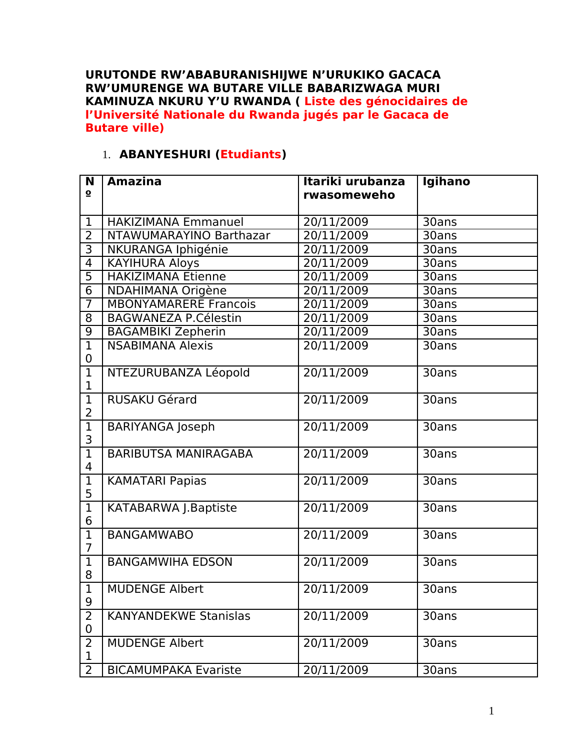**URUTONDE RW'ABABURANISHIJWE N'URUKIKO GACACA RW'UMURENGE WA BUTARE VILLE BABARIZWAGA MURI KAMINUZA NKURU Y'U RWANDA ( Liste des génocidaires de l'Université Nationale du Rwanda jugés par le Gacaca de Butare ville)**

1. **ABANYESHURI (Etudiants)**

| Nº | Amazina | Itariki urubanza rwasomeweho | Igihano |
|---|---|---|---|
| 1 | HAKIZIMANA Emmanuel | 20/11/2009 | 30ans |
| 2 | NTAWUMARAYINO Barthazar | 20/11/2009 | 30ans |
| 3 | NKURANGA Iphigénie | 20/11/2009 | 30ans |
| 4 | KAYIHURA Aloys | 20/11/2009 | 30ans |
| 5 | HAKIZIMANA Etienne | 20/11/2009 | 30ans |
| 6 | NDAHIMANA Origène | 20/11/2009 | 30ans |
| 7 | MBONYAMARERE Francois | 20/11/2009 | 30ans |
| 8 | BAGWANEZA P.Célestin | 20/11/2009 | 30ans |
| 9 | BAGAMBIKI Zepherin | 20/11/2009 | 30ans |
| 10 | NSABIMANA Alexis | 20/11/2009 | 30ans |
| 11 | NTEZURUBANZA Léopold | 20/11/2009 | 30ans |
| 12 | RUSAKU Gérard | 20/11/2009 | 30ans |
| 13 | BARIYANGA Joseph | 20/11/2009 | 30ans |
| 14 | BARIBUTSA MANIRAGABA | 20/11/2009 | 30ans |
| 15 | KAMATARI Papias | 20/11/2009 | 30ans |
| 16 | KATABARWA J.Baptiste | 20/11/2009 | 30ans |
| 17 | BANGAMWABO | 20/11/2009 | 30ans |
| 18 | BANGAMWIHA EDSON | 20/11/2009 | 30ans |
| 19 | MUDENGE Albert | 20/11/2009 | 30ans |
| 20 | KANYANDEKWE Stanislas | 20/11/2009 | 30ans |
| 21 | MUDENGE Albert | 20/11/2009 | 30ans |
| 2 | BICAMUMPAKA Evariste | 20/11/2009 | 30ans |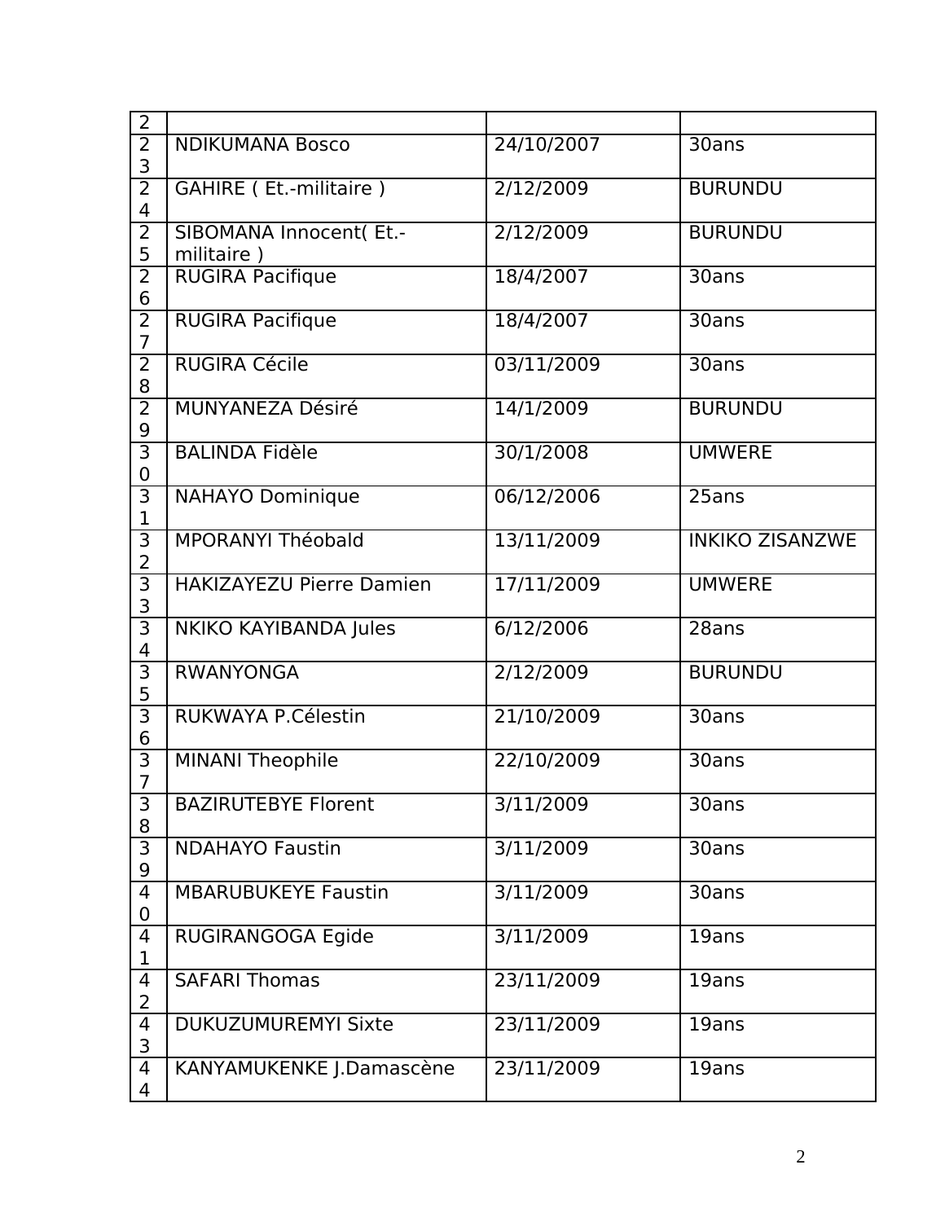| 22 | | | |
|---|---|---|---|
| 23 | NDIKUMANA Bosco | 24/10/2007 | 30ans |
| 24 | GAHIRE ( Et.-militaire ) | 2/12/2009 | BURUNDU |
| 25 | SIBOMANA Innocent( Et.-militaire ) | 2/12/2009 | BURUNDU |
| 26 | RUGIRA Pacifique | 18/4/2007 | 30ans |
| 27 | RUGIRA Pacifique | 18/4/2007 | 30ans |
| 28 | RUGIRA Cécile | 03/11/2009 | 30ans |
| 29 | MUNYANEZA Désiré | 14/1/2009 | BURUNDU |
| 30 | BALINDA Fidèle | 30/1/2008 | UMWERE |
| 31 | NAHAYO Dominique | 06/12/2006 | 25ans |
| 32 | MPORANYI Théobald | 13/11/2009 | INKIKO ZISANZWE |
| 33 | HAKIZAYEZU Pierre Damien | 17/11/2009 | UMWERE |
| 34 | NKIKO KAYIBANDA Jules | 6/12/2006 | 28ans |
| 35 | RWANYONGA | 2/12/2009 | BURUNDU |
| 36 | RUKWAYA P.Célestin | 21/10/2009 | 30ans |
| 37 | MINANI Theophile | 22/10/2009 | 30ans |
| 38 | BAZIRUTEBYE Florent | 3/11/2009 | 30ans |
| 39 | NDAHAYO Faustin | 3/11/2009 | 30ans |
| 40 | MBARUBUKEYE Faustin | 3/11/2009 | 30ans |
| 41 | RUGIRANGOGA Egide | 3/11/2009 | 19ans |
| 42 | SAFARI Thomas | 23/11/2009 | 19ans |
| 43 | DUKUZUMUREMYI Sixte | 23/11/2009 | 19ans |
| 44 | KANYAMUKENKE J.Damascène | 23/11/2009 | 19ans |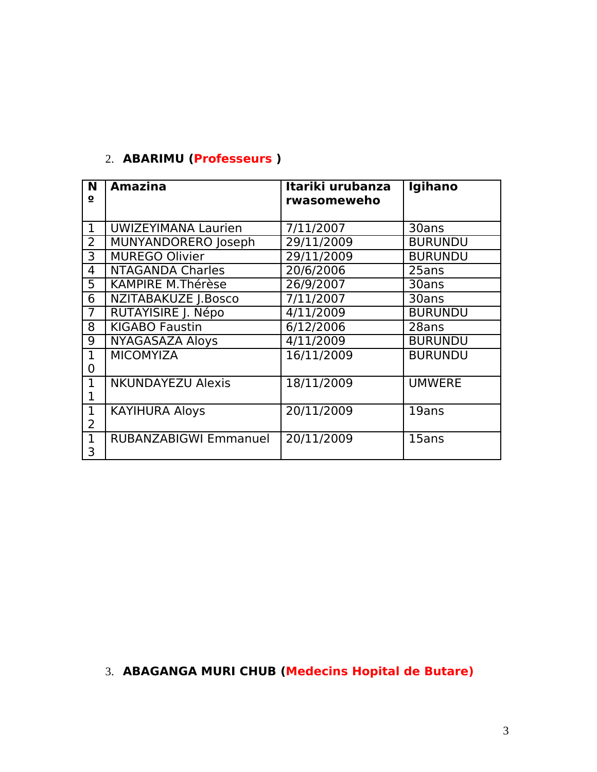2. **ABARIMU (Professeurs )**

| Nº | Amazina | Itariki urubanza rwasomeweho | Igihano |
|---|---|---|---|
| 1 | UWIZEYIMANA Laurien | 7/11/2007 | 30ans |
| 2 | MUNYANDORERO Joseph | 29/11/2009 | BURUNDU |
| 3 | MUREGO Olivier | 29/11/2009 | BURUNDU |
| 4 | NTAGANDA Charles | 20/6/2006 | 25ans |
| 5 | KAMPIRE M.Thérèse | 26/9/2007 | 30ans |
| 6 | NZITABAKUZE J.Bosco | 7/11/2007 | 30ans |
| 7 | RUTAYISIRE J. Népo | 4/11/2009 | BURUNDU |
| 8 | KIGABO Faustin | 6/12/2006 | 28ans |
| 9 | NYAGASAZA Aloys | 4/11/2009 | BURUNDU |
| 10 | MICOMYIZA | 16/11/2009 | BURUNDU |
| 11 | NKUNDAYEZU Alexis | 18/11/2009 | UMWERE |
| 12 | KAYIHURA Aloys | 20/11/2009 | 19ans |
| 13 | RUBANZABIGWI Emmanuel | 20/11/2009 | 15ans |

3. **ABAGANGA MURI CHUB (Medecins Hopital de Butare)**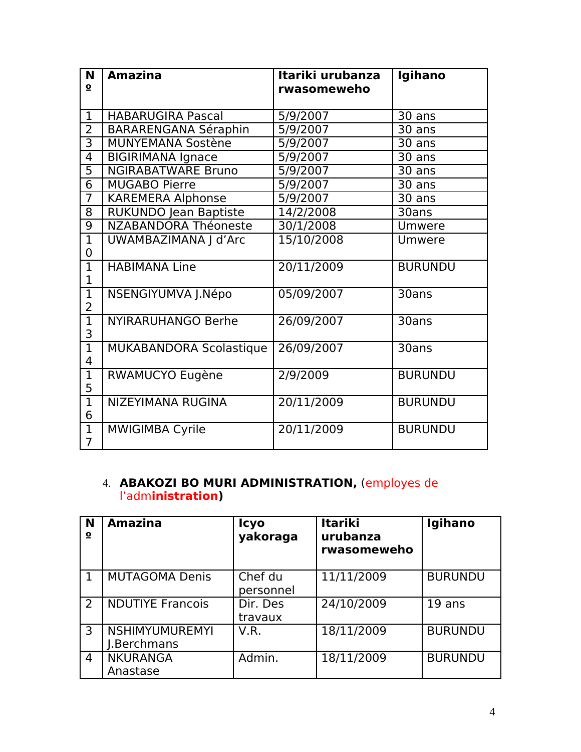| Nº | Amazina | Itariki urubanza rwasomeweho | Igihano |
|---|---|---|---|
| 1 | HABARUGIRA Pascal | 5/9/2007 | 30 ans |
| 2 | BARARENGANA Séraphin | 5/9/2007 | 30 ans |
| 3 | MUNYEMANA Sostène | 5/9/2007 | 30 ans |
| 4 | BIGIRIMANA Ignace | 5/9/2007 | 30 ans |
| 5 | NGIRABATWARE Bruno | 5/9/2007 | 30 ans |
| 6 | MUGABO Pierre | 5/9/2007 | 30 ans |
| 7 | KAREMERA Alphonse | 5/9/2007 | 30 ans |
| 8 | RUKUNDO Jean Baptiste | 14/2/2008 | 30ans |
| 9 | NZABANDORA Théoneste | 30/1/2008 | Umwere |
| 10 | UWAMBAZIMANA J d'Arc | 15/10/2008 | Umwere |
| 11 | HABIMANA Line | 20/11/2009 | BURUNDU |
| 12 | NSENGIYUMVA J.Népo | 05/09/2007 | 30ans |
| 13 | NYIRARUHANGO Berhe | 26/09/2007 | 30ans |
| 14 | MUKABANDORA Scolastique | 26/09/2007 | 30ans |
| 15 | RWAMUCYO Eugène | 2/9/2009 | BURUNDU |
| 16 | NIZEYIMANA RUGINA | 20/11/2009 | BURUNDU |
| 17 | MWIGIMBA Cyrile | 20/11/2009 | BURUNDU |

4. **ABAKOZI BO MURI ADMINISTRATION,** (employes de l'adm**inistration)**

| Nº | Amazina | Icyo yakoraga | Itariki urubanza rwasomeweho | Igihano |
|---|---|---|---|---|
| 1 | MUTAGOMA Denis | Chef du personnel | 11/11/2009 | BURUNDU |
| 2 | NDUTIYE Francois | Dir. Des travaux | 24/10/2009 | 19 ans |
| 3 | NSHIMYUMUREMYI J.Berchmans | V.R. | 18/11/2009 | BURUNDU |
| 4 | NKURANGA Anastase | Admin. | 18/11/2009 | BURUNDU |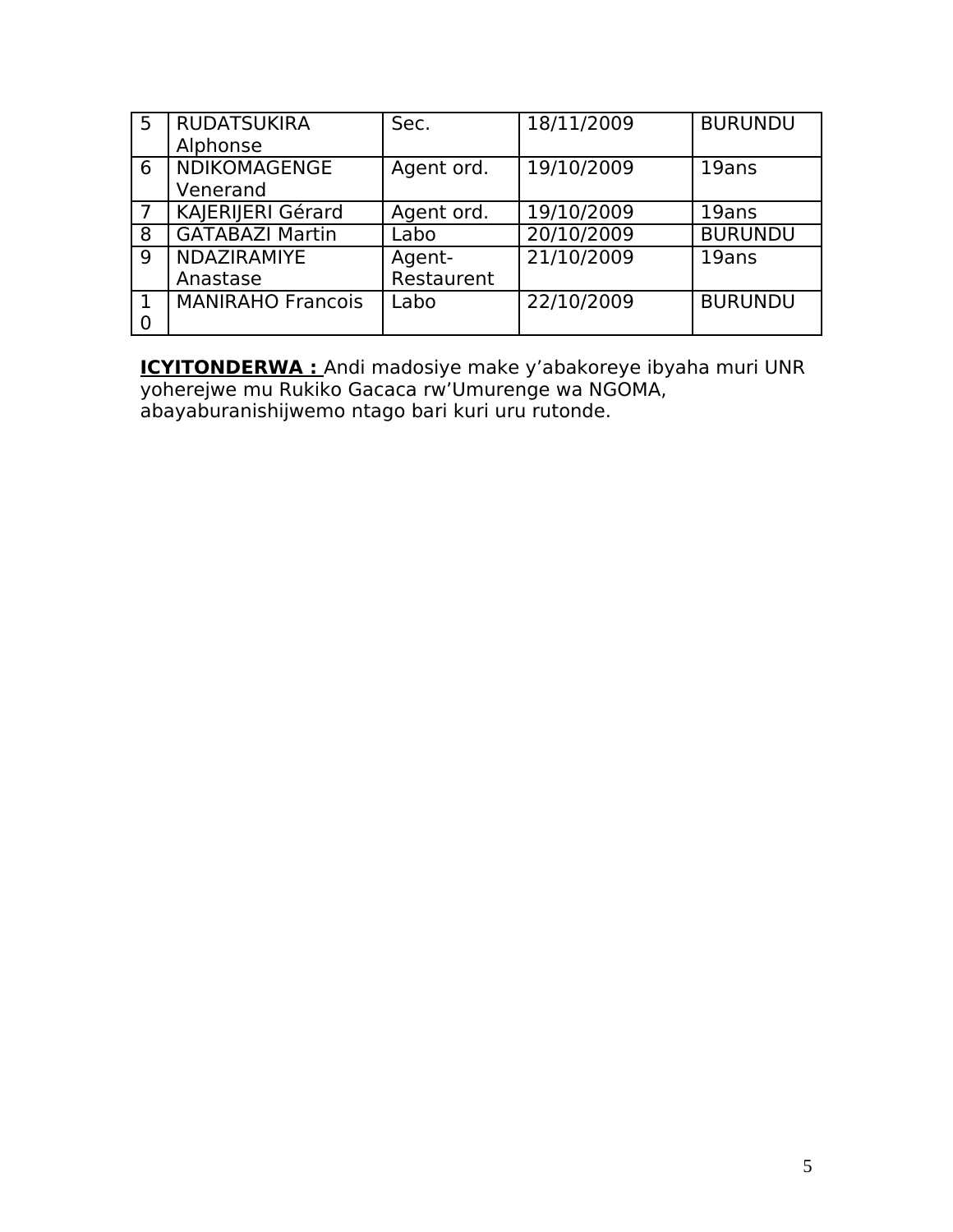| | | | | |
|---|---|---|---|---|
| 5 | RUDATSUKIRA Alphonse | Sec. | 18/11/2009 | BURUNDU |
| 6 | NDIKOMAGENGE Venerand | Agent ord. | 19/10/2009 | 19ans |
| 7 | KAJERIJERI Gérard | Agent ord. | 19/10/2009 | 19ans |
| 8 | GATABAZI Martin | Labo | 20/10/2009 | BURUNDU |
| 9 | NDAZIRAMIYE Anastase | Agent-Restaurent | 21/10/2009 | 19ans |
| 10 | MANIRAHO Francois | Labo | 22/10/2009 | BURUNDU |

**ICYITONDERWA :** Andi madosiye make y'abakoreye ibyaha muri UNR yoherejwe mu Rukiko Gacaca rw'Umurenge wa NGOMA, abayaburanishijwemo ntago bari kuri uru rutonde.